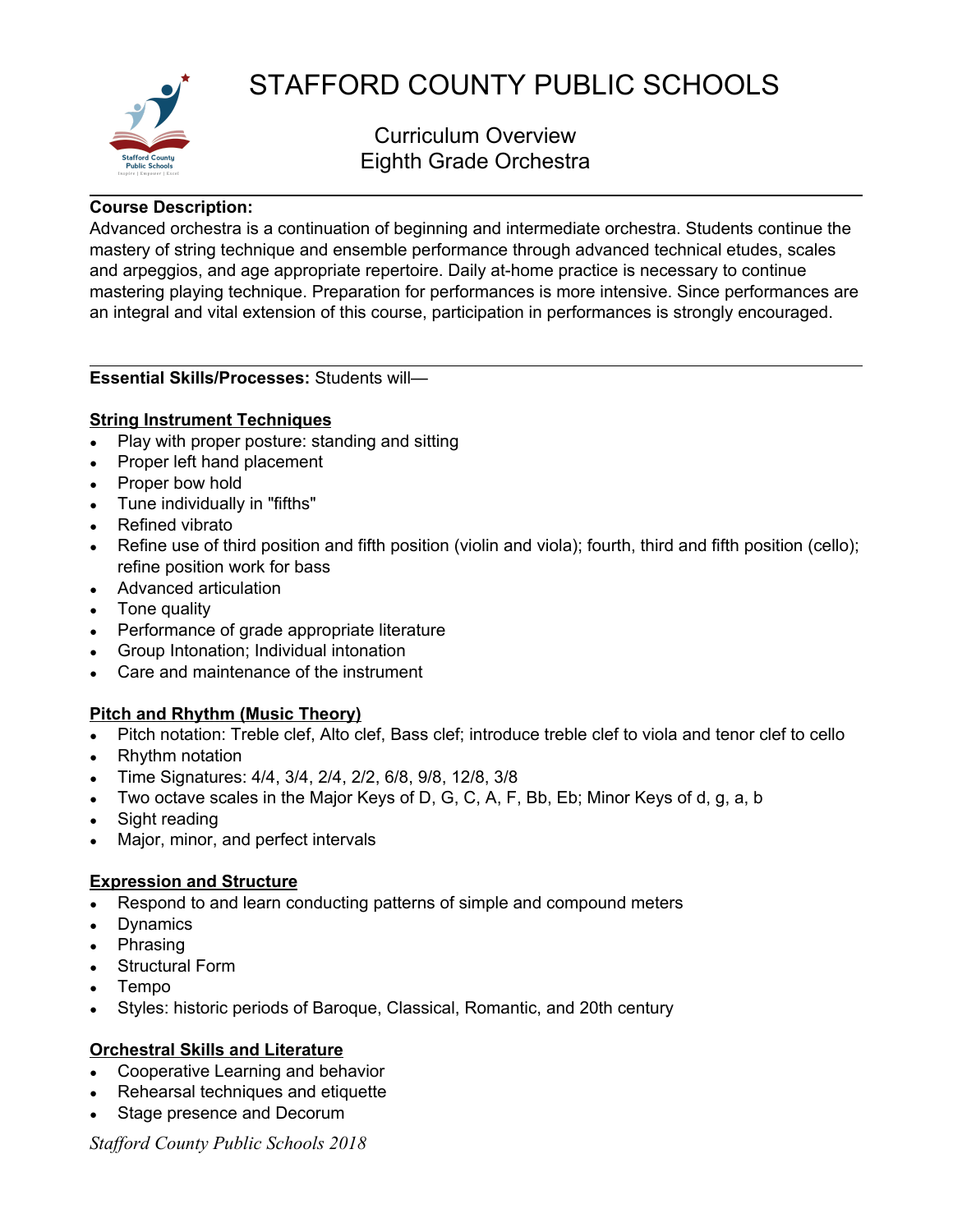# STAFFORD COUNTY PUBLIC SCHOOLS

## Curriculum Overview
## Eighth Grade Orchestra

---

**Course Description:**
Advanced orchestra is a continuation of beginning and intermediate orchestra. Students continue the mastery of string technique and ensemble performance through advanced technical etudes, scales and arpeggios, and age appropriate repertoire. Daily at-home practice is necessary to continue mastering playing technique. Preparation for performances is more intensive. Since performances are an integral and vital extension of this course, participation in performances is strongly encouraged.

---

**Essential Skills/Processes:** Students will—

**String Instrument Techniques**

- Play with proper posture: standing and sitting
- Proper left hand placement
- Proper bow hold
- Tune individually in "fifths"
- Refined vibrato
- Refine use of third position and fifth position (violin and viola); fourth, third and fifth position (cello); refine position work for bass
- Advanced articulation
- Tone quality
- Performance of grade appropriate literature
- Group Intonation; Individual intonation
- Care and maintenance of the instrument

**Pitch and Rhythm (Music Theory)**

- Pitch notation: Treble clef, Alto clef, Bass clef; introduce treble clef to viola and tenor clef to cello
- Rhythm notation
- Time Signatures: 4/4, 3/4, 2/4, 2/2, 6/8, 9/8, 12/8, 3/8
- Two octave scales in the Major Keys of D, G, C, A, F, Bb, Eb; Minor Keys of d, g, a, b
- Sight reading
- Major, minor, and perfect intervals

**Expression and Structure**

- Respond to and learn conducting patterns of simple and compound meters
- Dynamics
- Phrasing
- Structural Form
- Tempo
- Styles: historic periods of Baroque, Classical, Romantic, and 20th century

**Orchestral Skills and Literature**

- Cooperative Learning and behavior
- Rehearsal techniques and etiquette
- Stage presence and Decorum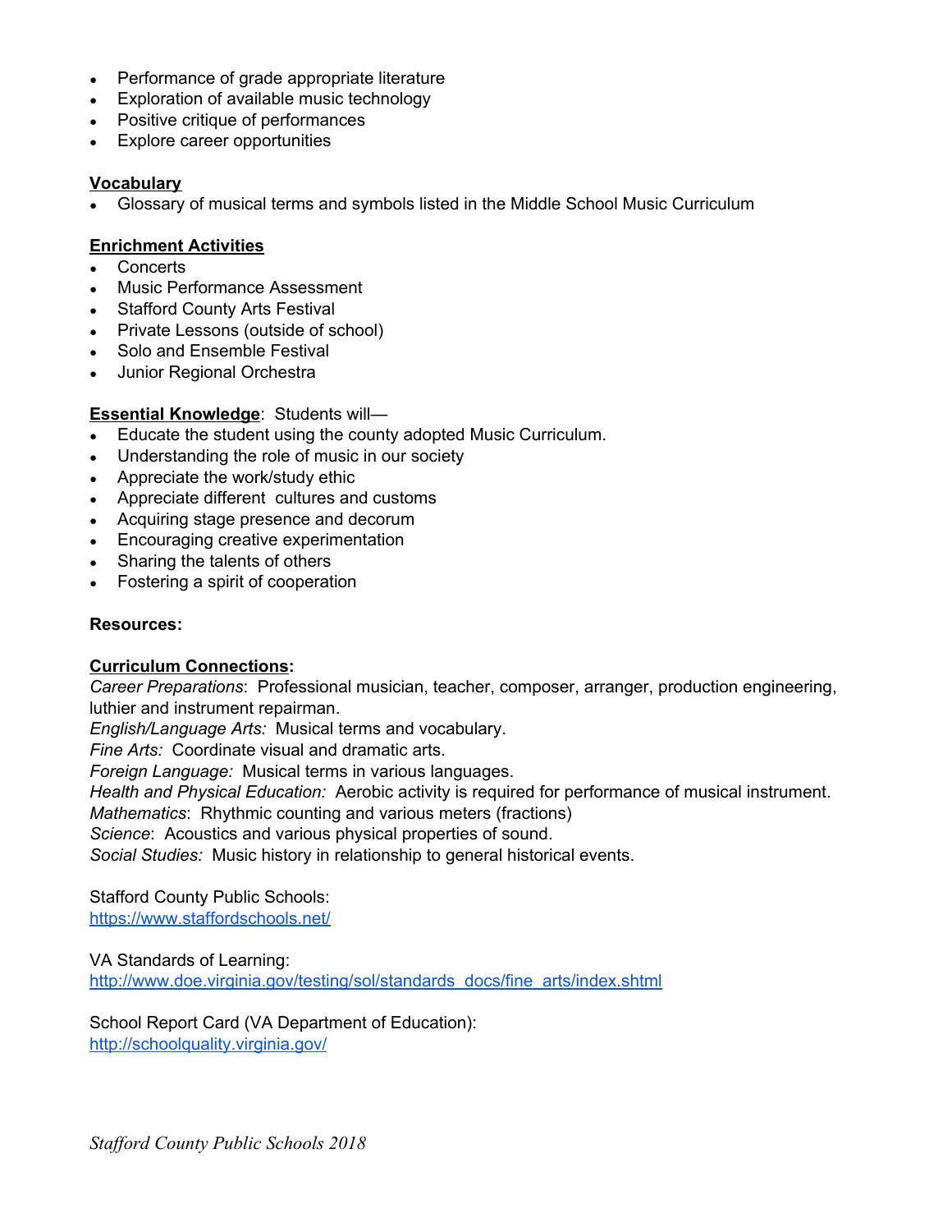- Performance of grade appropriate literature
- Exploration of available music technology
- Positive critique of performances
- Explore career opportunities

**Vocabulary**

- Glossary of musical terms and symbols listed in the Middle School Music Curriculum

**Enrichment Activities**

- Concerts
- Music Performance Assessment
- Stafford County Arts Festival
- Private Lessons (outside of school)
- Solo and Ensemble Festival
- Junior Regional Orchestra

**Essential Knowledge**: Students will—

- Educate the student using the county adopted Music Curriculum.
- Understanding the role of music in our society
- Appreciate the work/study ethic
- Appreciate different cultures and customs
- Acquiring stage presence and decorum
- Encouraging creative experimentation
- Sharing the talents of others
- Fostering a spirit of cooperation

**Resources:**

**Curriculum Connections:**

*Career Preparations*: Professional musician, teacher, composer, arranger, production engineering, luthier and instrument repairman.
*English/Language Arts:* Musical terms and vocabulary.
*Fine Arts:* Coordinate visual and dramatic arts.
*Foreign Language:* Musical terms in various languages.
*Health and Physical Education:* Aerobic activity is required for performance of musical instrument.
*Mathematics*: Rhythmic counting and various meters (fractions)
*Science*: Acoustics and various physical properties of sound.
*Social Studies:* Music history in relationship to general historical events.

Stafford County Public Schools:
https://www.staffordschools.net/

VA Standards of Learning:
http://www.doe.virginia.gov/testing/sol/standards_docs/fine_arts/index.shtml

School Report Card (VA Department of Education):
http://schoolquality.virginia.gov/

*Stafford County Public Schools 2018*